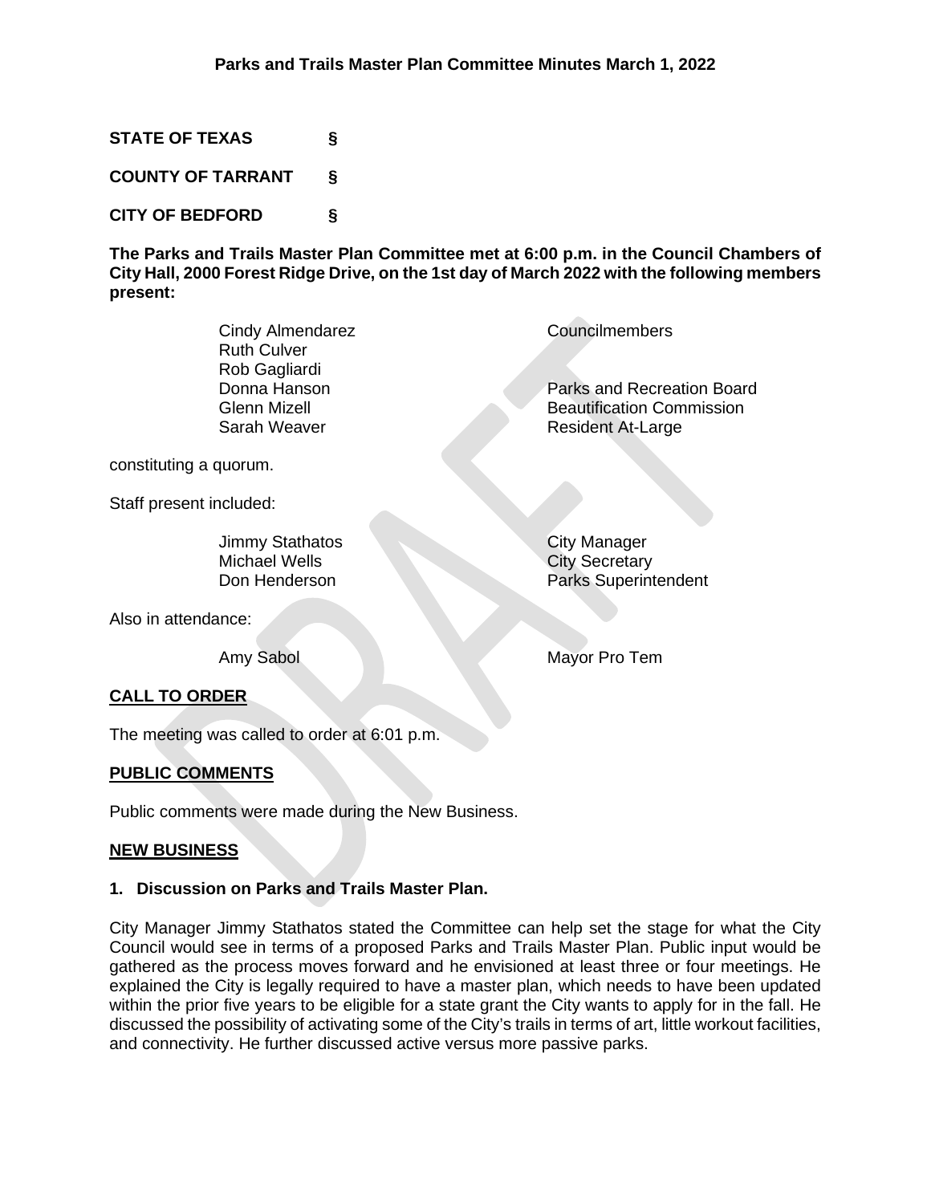# Parks and Trails Master Plan Committee Minutes March 1, 2022

**STATE OF TEXAS §**

**COUNTY OF TARRANT §**

**CITY OF BEDFORD §**

**The Parks and Trails Master Plan Committee met at 6:00 p.m. in the Council Chambers of City Hall, 2000 Forest Ridge Drive, on the 1st day of March 2022 with the following members present:**

| | |
|---|---|
| Cindy Almendarez | Councilmembers |
| Ruth Culver | |
| Rob Gagliardi | |
| Donna Hanson | Parks and Recreation Board |
| Glenn Mizell | Beautification Commission |
| Sarah Weaver | Resident At-Large |

constituting a quorum.

Staff present included:

| | |
|---|---|
| Jimmy Stathatos | City Manager |
| Michael Wells | City Secretary |
| Don Henderson | Parks Superintendent |

Also in attendance:

| | |
|---|---|
| Amy Sabol | Mayor Pro Tem |

## CALL TO ORDER

The meeting was called to order at 6:01 p.m.

## PUBLIC COMMENTS

Public comments were made during the New Business.

## NEW BUSINESS

### 1. Discussion on Parks and Trails Master Plan.

City Manager Jimmy Stathatos stated the Committee can help set the stage for what the City Council would see in terms of a proposed Parks and Trails Master Plan. Public input would be gathered as the process moves forward and he envisioned at least three or four meetings. He explained the City is legally required to have a master plan, which needs to have been updated within the prior five years to be eligible for a state grant the City wants to apply for in the fall. He discussed the possibility of activating some of the City's trails in terms of art, little workout facilities, and connectivity. He further discussed active versus more passive parks.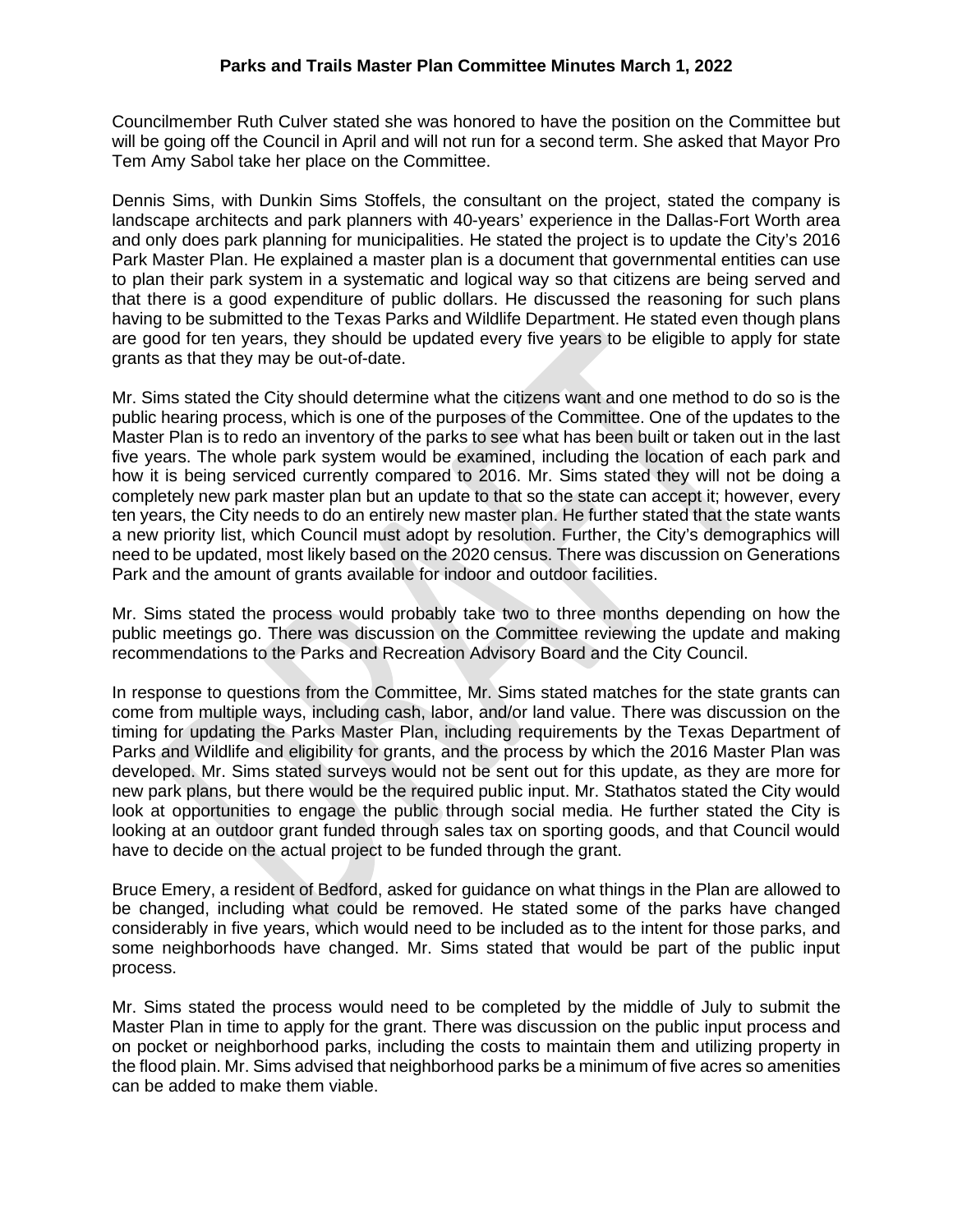Councilmember Ruth Culver stated she was honored to have the position on the Committee but will be going off the Council in April and will not run for a second term. She asked that Mayor Pro Tem Amy Sabol take her place on the Committee.

Dennis Sims, with Dunkin Sims Stoffels, the consultant on the project, stated the company is landscape architects and park planners with 40-years' experience in the Dallas-Fort Worth area and only does park planning for municipalities. He stated the project is to update the City's 2016 Park Master Plan. He explained a master plan is a document that governmental entities can use to plan their park system in a systematic and logical way so that citizens are being served and that there is a good expenditure of public dollars. He discussed the reasoning for such plans having to be submitted to the Texas Parks and Wildlife Department. He stated even though plans are good for ten years, they should be updated every five years to be eligible to apply for state grants as that they may be out-of-date.

Mr. Sims stated the City should determine what the citizens want and one method to do so is the public hearing process, which is one of the purposes of the Committee. One of the updates to the Master Plan is to redo an inventory of the parks to see what has been built or taken out in the last five years. The whole park system would be examined, including the location of each park and how it is being serviced currently compared to 2016. Mr. Sims stated they will not be doing a completely new park master plan but an update to that so the state can accept it; however, every ten years, the City needs to do an entirely new master plan. He further stated that the state wants a new priority list, which Council must adopt by resolution. Further, the City's demographics will need to be updated, most likely based on the 2020 census. There was discussion on Generations Park and the amount of grants available for indoor and outdoor facilities.

Mr. Sims stated the process would probably take two to three months depending on how the public meetings go. There was discussion on the Committee reviewing the update and making recommendations to the Parks and Recreation Advisory Board and the City Council.

In response to questions from the Committee, Mr. Sims stated matches for the state grants can come from multiple ways, including cash, labor, and/or land value. There was discussion on the timing for updating the Parks Master Plan, including requirements by the Texas Department of Parks and Wildlife and eligibility for grants, and the process by which the 2016 Master Plan was developed. Mr. Sims stated surveys would not be sent out for this update, as they are more for new park plans, but there would be the required public input. Mr. Stathatos stated the City would look at opportunities to engage the public through social media. He further stated the City is looking at an outdoor grant funded through sales tax on sporting goods, and that Council would have to decide on the actual project to be funded through the grant.

Bruce Emery, a resident of Bedford, asked for guidance on what things in the Plan are allowed to be changed, including what could be removed. He stated some of the parks have changed considerably in five years, which would need to be included as to the intent for those parks, and some neighborhoods have changed. Mr. Sims stated that would be part of the public input process.

Mr. Sims stated the process would need to be completed by the middle of July to submit the Master Plan in time to apply for the grant. There was discussion on the public input process and on pocket or neighborhood parks, including the costs to maintain them and utilizing property in the flood plain. Mr. Sims advised that neighborhood parks be a minimum of five acres so amenities can be added to make them viable.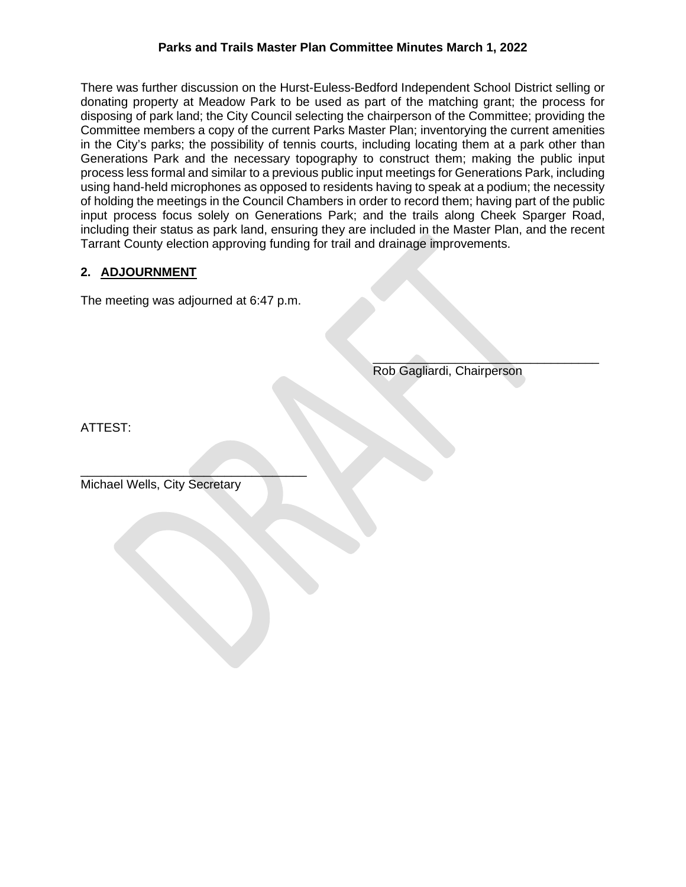There was further discussion on the Hurst-Euless-Bedford Independent School District selling or donating property at Meadow Park to be used as part of the matching grant; the process for disposing of park land; the City Council selecting the chairperson of the Committee; providing the Committee members a copy of the current Parks Master Plan; inventorying the current amenities in the City's parks; the possibility of tennis courts, including locating them at a park other than Generations Park and the necessary topography to construct them; making the public input process less formal and similar to a previous public input meetings for Generations Park, including using hand-held microphones as opposed to residents having to speak at a podium; the necessity of holding the meetings in the Council Chambers in order to record them; having part of the public input process focus solely on Generations Park; and the trails along Cheek Sparger Road, including their status as park land, ensuring they are included in the Master Plan, and the recent Tarrant County election approving funding for trail and drainage improvements.

## 2. ADJOURNMENT

The meeting was adjourned at 6:47 p.m.

\_\_\_\_\_\_\_\_\_\_\_\_\_\_\_\_\_\_\_\_\_\_\_\_\_\_\_\_\_\_\_\_\_\_
Rob Gagliardi, Chairperson

ATTEST:

\_\_\_\_\_\_\_\_\_\_\_\_\_\_\_\_\_\_\_\_\_\_\_\_\_\_\_\_\_\_\_\_\_\_
Michael Wells, City Secretary

DRAFT